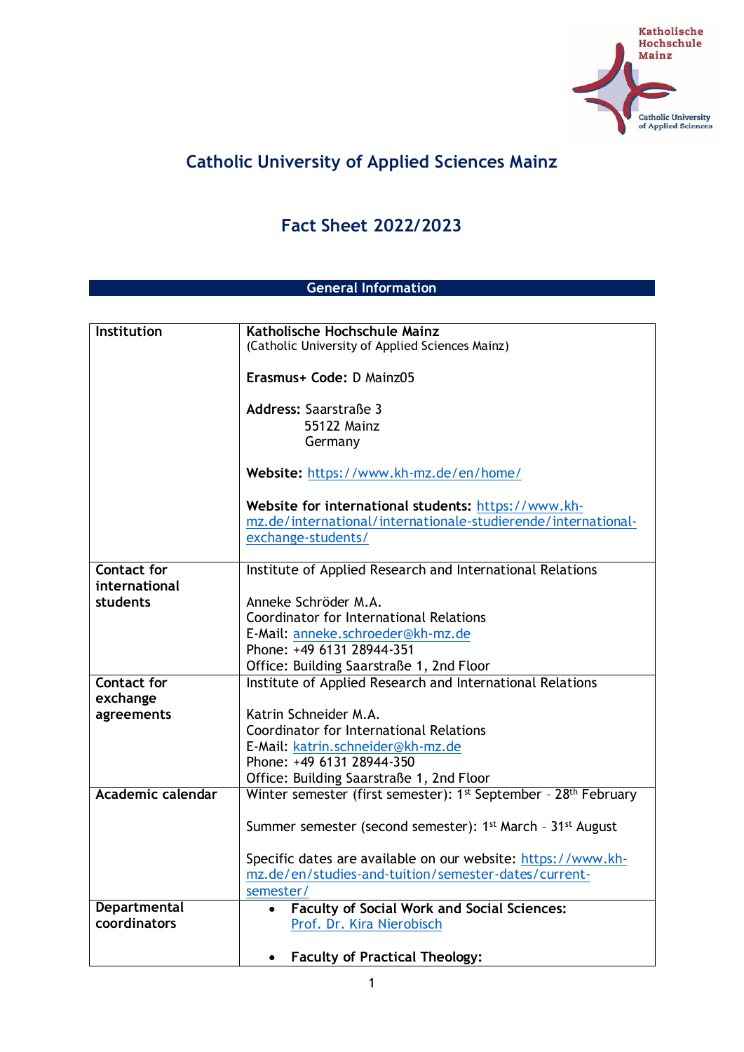# Catholic University of Applied Sciences Mainz

## Fact Sheet 2022/2023

### General Information

| | |
|---|---|
| **Institution** | **Katholische Hochschule Mainz**<br>(Catholic University of Applied Sciences Mainz)<br><br>**Erasmus+ Code:** D Mainz05<br><br>**Address:** Saarstraße 3<br>55122 Mainz<br>Germany<br><br>**Website:** https://www.kh-mz.de/en/home/<br><br>**Website for international students:** https://www.kh-mz.de/international/internationale-studierende/international-exchange-students/ |
| **Contact for international students** | Institute of Applied Research and International Relations<br><br>Anneke Schröder M.A.<br>Coordinator for International Relations<br>E-Mail: anneke.schroeder@kh-mz.de<br>Phone: +49 6131 28944-351<br>Office: Building Saarstraße 1, 2nd Floor |
| **Contact for exchange agreements** | Institute of Applied Research and International Relations<br><br>Katrin Schneider M.A.<br>Coordinator for International Relations<br>E-Mail: katrin.schneider@kh-mz.de<br>Phone: +49 6131 28944-350<br>Office: Building Saarstraße 1, 2nd Floor |
| **Academic calendar** | Winter semester (first semester): 1st September – 28th February<br><br>Summer semester (second semester): 1st March – 31st August<br><br>Specific dates are available on our website: https://www.kh-mz.de/en/studies-and-tuition/semester-dates/current-semester/ |
| **Departmental coordinators** | • **Faculty of Social Work and Social Sciences:** Prof. Dr. Kira Nierobisch<br><br>• **Faculty of Practical Theology:** |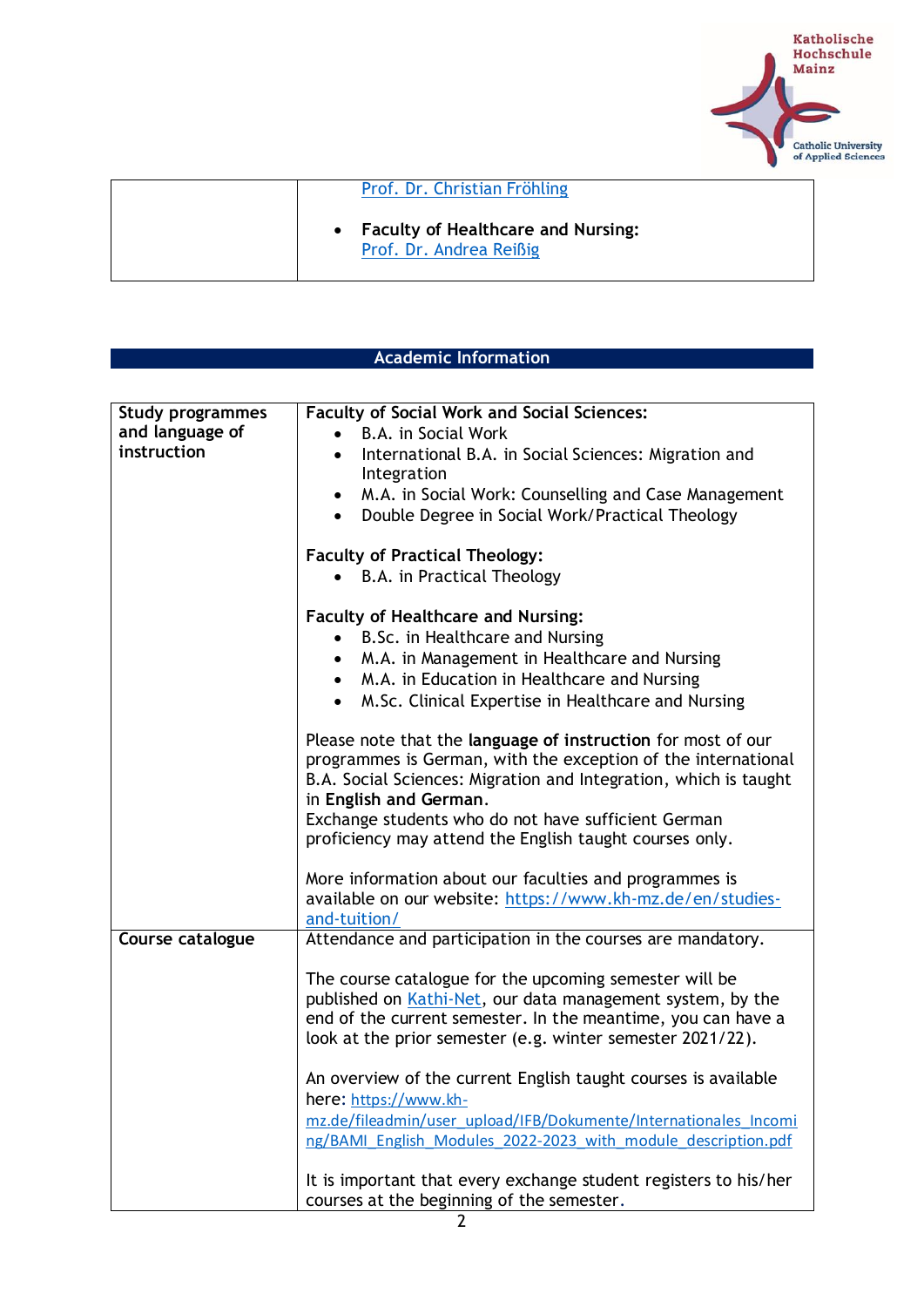| | |
|---|---|
| | [Prof. Dr. Christian Fröhling]<br><br>• **Faculty of Healthcare and Nursing:** [Prof. Dr. Andrea Reißig] |

## Academic Information

| | |
|---|---|
| **Study programmes and language of instruction** | **Faculty of Social Work and Social Sciences:**<br>• B.A. in Social Work<br>• International B.A. in Social Sciences: Migration and Integration<br>• M.A. in Social Work: Counselling and Case Management<br>• Double Degree in Social Work/Practical Theology<br><br>**Faculty of Practical Theology:**<br>• B.A. in Practical Theology<br><br>**Faculty of Healthcare and Nursing:**<br>• B.Sc. in Healthcare and Nursing<br>• M.A. in Management in Healthcare and Nursing<br>• M.A. in Education in Healthcare and Nursing<br>• M.Sc. Clinical Expertise in Healthcare and Nursing<br><br>Please note that the **language of instruction** for most of our programmes is German, with the exception of the international B.A. Social Sciences: Migration and Integration, which is taught in **English and German**.<br>Exchange students who do not have sufficient German proficiency may attend the English taught courses only.<br><br>More information about our faculties and programmes is available on our website: https://www.kh-mz.de/en/studies-and-tuition/ |
| **Course catalogue** | Attendance and participation in the courses are mandatory.<br><br>The course catalogue for the upcoming semester will be published on Kathi-Net, our data management system, by the end of the current semester. In the meantime, you can have a look at the prior semester (e.g. winter semester 2021/22).<br><br>An overview of the current English taught courses is available here: https://www.kh-mz.de/fileadmin/user_upload/IFB/Dokumente/Internationales_Incoming/BAMI_English_Modules_2022-2023_with_module_description.pdf<br><br>It is important that every exchange student registers to his/her courses at the beginning of the semester. |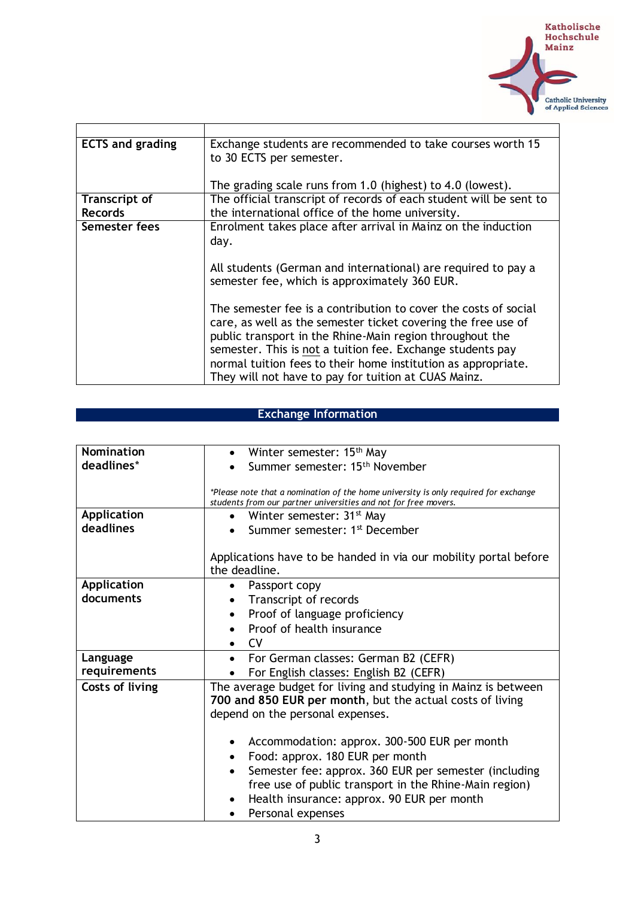| | |
|---|---|
| **ECTS and grading** | Exchange students are recommended to take courses worth 15 to 30 ECTS per semester.<br><br>The grading scale runs from 1.0 (highest) to 4.0 (lowest). |
| **Transcript of Records** | The official transcript of records of each student will be sent to the international office of the home university. |
| **Semester fees** | Enrolment takes place after arrival in Mainz on the induction day.<br><br>All students (German and international) are required to pay a semester fee, which is approximately 360 EUR.<br><br>The semester fee is a contribution to cover the costs of social care, as well as the semester ticket covering the free use of public transport in the Rhine-Main region throughout the semester. This is not a tuition fee. Exchange students pay normal tuition fees to their home institution as appropriate. They will not have to pay for tuition at CUAS Mainz. |

## Exchange Information

| | |
|---|---|
| **Nomination deadlines*** | • Winter semester: 15th May<br>• Summer semester: 15th November<br><br>*\*Please note that a nomination of the home university is only required for exchange students from our partner universities and not for free movers.* |
| **Application deadlines** | • Winter semester: 31st May<br>• Summer semester: 1st December<br><br>Applications have to be handed in via our mobility portal before the deadline. |
| **Application documents** | • Passport copy<br>• Transcript of records<br>• Proof of language proficiency<br>• Proof of health insurance<br>• CV |
| **Language requirements** | • For German classes: German B2 (CEFR)<br>• For English classes: English B2 (CEFR) |
| **Costs of living** | The average budget for living and studying in Mainz is between **700 and 850 EUR per month**, but the actual costs of living depend on the personal expenses.<br><br>• Accommodation: approx. 300-500 EUR per month<br>• Food: approx. 180 EUR per month<br>• Semester fee: approx. 360 EUR per semester (including free use of public transport in the Rhine-Main region)<br>• Health insurance: approx. 90 EUR per month<br>• Personal expenses |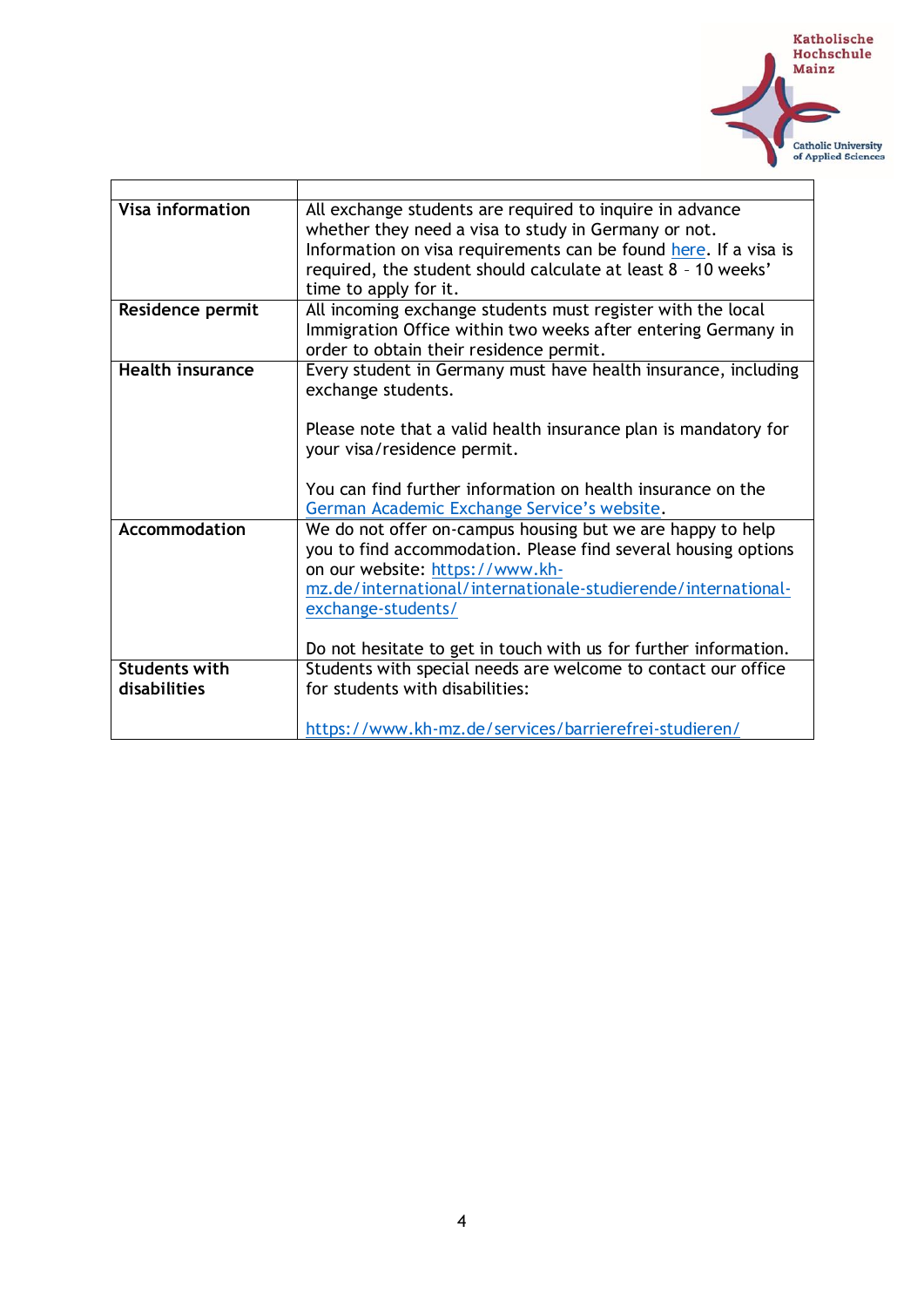| | |
|---|---|
| **Visa information** | All exchange students are required to inquire in advance whether they need a visa to study in Germany or not. Information on visa requirements can be found here. If a visa is required, the student should calculate at least 8 – 10 weeks' time to apply for it. |
| **Residence permit** | All incoming exchange students must register with the local Immigration Office within two weeks after entering Germany in order to obtain their residence permit. |
| **Health insurance** | Every student in Germany must have health insurance, including exchange students.<br><br>Please note that a valid health insurance plan is mandatory for your visa/residence permit.<br><br>You can find further information on health insurance on the German Academic Exchange Service's website. |
| **Accommodation** | We do not offer on-campus housing but we are happy to help you to find accommodation. Please find several housing options on our website: https://www.kh-mz.de/international/internationale-studierende/international-exchange-students/<br><br>Do not hesitate to get in touch with us for further information. |
| **Students with disabilities** | Students with special needs are welcome to contact our office for students with disabilities:<br><br>https://www.kh-mz.de/services/barrierefrei-studieren/ |